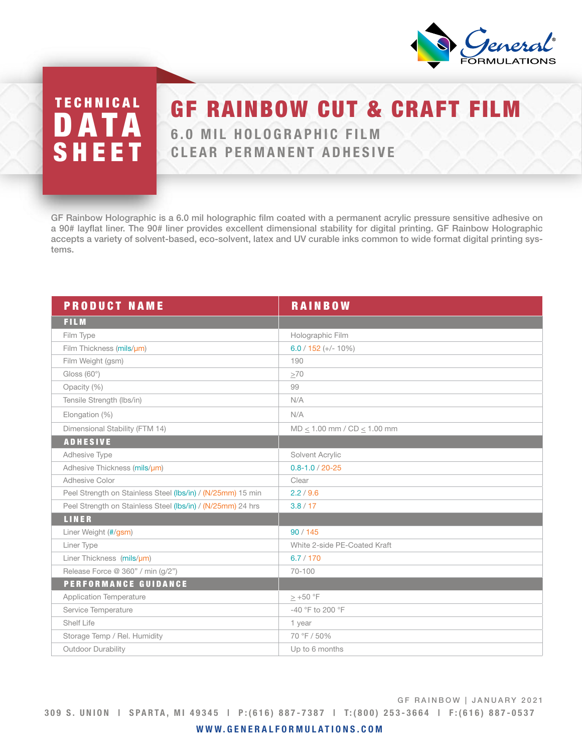# TECHNICAL DATA SHEET

# GF RAINBOW CUT & CRAFT FILM

## 6.0 MIL HOLOGRAPHIC FILM
## CLEAR PERMANENT ADHESIVE

GF Rainbow Holographic is a 6.0 mil holographic film coated with a permanent acrylic pressure sensitive adhesive on a 90# layflat liner. The 90# liner provides excellent dimensional stability for digital printing. GF Rainbow Holographic accepts a variety of solvent-based, eco-solvent, latex and UV curable inks common to wide format digital printing systems.

| PRODUCT NAME | RAINBOW |
|---|---|
| **FILM** | |
| Film Type | Holographic Film |
| Film Thickness (mils/µm) | 6.0 / 152 (+/- 10%) |
| Film Weight (gsm) | 190 |
| Gloss (60°) | ≥70 |
| Opacity (%) | 99 |
| Tensile Strength (lbs/in) | N/A |
| Elongation (%) | N/A |
| Dimensional Stability (FTM 14) | MD ≤ 1.00 mm / CD ≤ 1.00 mm |
| **ADHESIVE** | |
| Adhesive Type | Solvent Acrylic |
| Adhesive Thickness (mils/µm) | 0.8-1.0 / 20-25 |
| Adhesive Color | Clear |
| Peel Strength on Stainless Steel (lbs/in) / (N/25mm) 15 min | 2.2 / 9.6 |
| Peel Strength on Stainless Steel (lbs/in) / (N/25mm) 24 hrs | 3.8 / 17 |
| **LINER** | |
| Liner Weight (#/gsm) | 90 / 145 |
| Liner Type | White 2-side PE-Coated Kraft |
| Liner Thickness (mils/µm) | 6.7 / 170 |
| Release Force @ 360" / min (g/2") | 70-100 |
| **PERFORMANCE GUIDANCE** | |
| Application Temperature | ≥ +50 °F |
| Service Temperature | -40 °F to 200 °F |
| Shelf Life | 1 year |
| Storage Temp / Rel. Humidity | 70 °F / 50% |
| Outdoor Durability | Up to 6 months |

GF RAINBOW | JANUARY 2021

309 S. UNION | SPARTA, MI 49345 | P:(616) 887-7387 | T:(800) 253-3664 | F:(616) 887-0537

WWW.GENERALFORMULATIONS.COM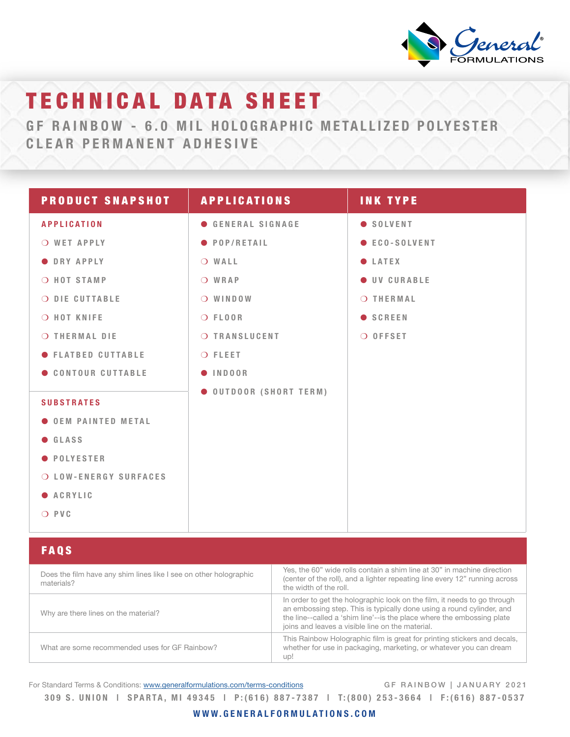# TECHNICAL DATA SHEET

## GF RAINBOW - 6.0 MIL HOLOGRAPHIC METALLIZED POLYESTER CLEAR PERMANENT ADHESIVE

| PRODUCT SNAPSHOT | APPLICATIONS | INK TYPE |
|---|---|---|
| **APPLICATION** | ● GENERAL SIGNAGE | ● SOLVENT |
| ❍ WET APPLY | ● POP/RETAIL | ● ECO-SOLVENT |
| ● DRY APPLY | ❍ WALL | ● LATEX |
| ❍ HOT STAMP | ❍ WRAP | ● UV CURABLE |
| ❍ DIE CUTTABLE | ❍ WINDOW | ❍ THERMAL |
| ❍ HOT KNIFE | ❍ FLOOR | ● SCREEN |
| ❍ THERMAL DIE | ❍ TRANSLUCENT | ❍ OFFSET |
| ● FLATBED CUTTABLE | ❍ FLEET | |
| ● CONTOUR CUTTABLE | ● INDOOR | |
| | ● OUTDOOR (SHORT TERM) | |
| **SUBSTRATES** | | |
| ● OEM PAINTED METAL | | |
| ● GLASS | | |
| ● POLYESTER | | |
| ❍ LOW-ENERGY SURFACES | | |
| ● ACRYLIC | | |
| ❍ PVC | | |

## FAQS

| | |
|---|---|
| Does the film have any shim lines like I see on other holographic materials? | Yes, the 60” wide rolls contain a shim line at 30” in machine direction (center of the roll), and a lighter repeating line every 12” running across the width of the roll. |
| Why are there lines on the material? | In order to get the holographic look on the film, it needs to go through an embossing step. This is typically done using a round cylinder, and the line--called a ‘shim line’--is the place where the embossing plate joins and leaves a visible line on the material. |
| What are some recommended uses for GF Rainbow? | This Rainbow Holographic film is great for printing stickers and decals, whether for use in packaging, marketing, or whatever you can dream up! |

For Standard Terms & Conditions: www.generalformulations.com/terms-conditions

GF RAINBOW | JANUARY 2021

309 S. UNION | SPARTA, MI 49345 | P:(616) 887-7387 | T:(800) 253-3664 | F:(616) 887-0537

WWW.GENERALFORMULATIONS.COM